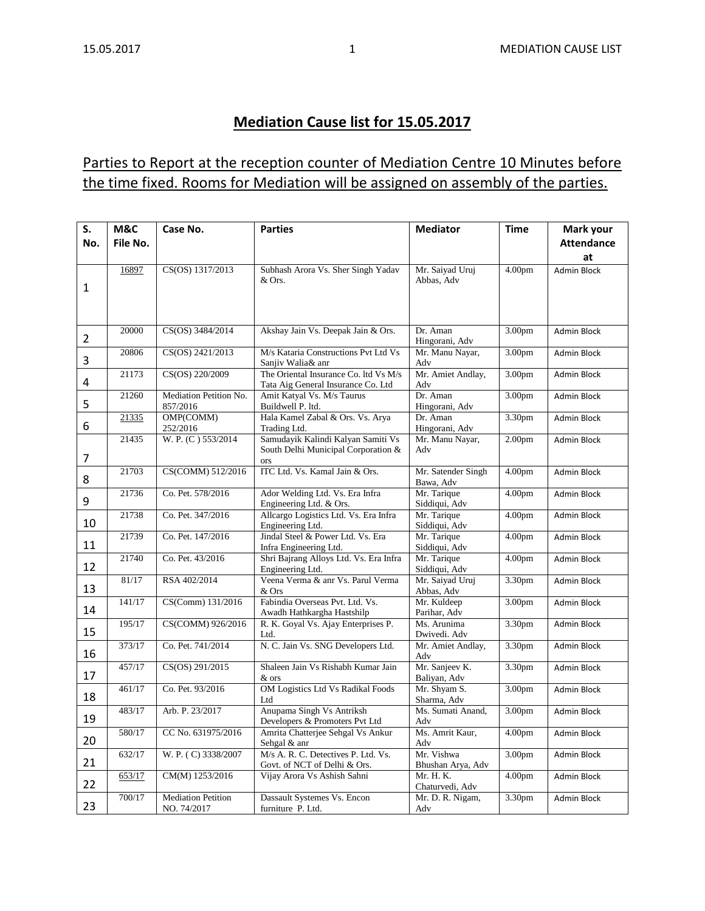# Mediation Cause list for 15.05.2017

Parties to Report at the reception counter of Mediation Centre 10 Minutes before the time fixed. Rooms for Mediation will be assigned on assembly of the parties.

| S. No. | M&C File No. | Case No. | Parties | Mediator | Time | Mark your Attendance at |
|---|---|---|---|---|---|---|
| 1 | 16897 | CS(OS) 1317/2013 | Subhash Arora Vs. Sher Singh Yadav & Ors. | Mr. Saiyad Uruj Abbas, Adv | 4.00pm | Admin Block |
| 2 | 20000 | CS(OS) 3484/2014 | Akshay Jain Vs. Deepak Jain & Ors. | Dr. Aman Hingorani, Adv | 3.00pm | Admin Block |
| 3 | 20806 | CS(OS) 2421/2013 | M/s Kataria Constructions Pvt Ltd Vs Sanjiv Walia& anr | Mr. Manu Nayar, Adv | 3.00pm | Admin Block |
| 4 | 21173 | CS(OS) 220/2009 | The Oriental Insurance Co. ltd Vs M/s Tata Aig General Insurance Co. Ltd | Mr. Amiet Andlay, Adv | 3.00pm | Admin Block |
| 5 | 21260 | Mediation Petition No. 857/2016 | Amit Katyal Vs. M/s Taurus Buildwell P. ltd. | Dr. Aman Hingorani, Adv | 3.00pm | Admin Block |
| 6 | 21335 | OMP(COMM) 252/2016 | Hala Kamel Zabal & Ors. Vs. Arya Trading Ltd. | Dr. Aman Hingorani, Adv | 3.30pm | Admin Block |
| 7 | 21435 | W. P. (C ) 553/2014 | Samudayik Kalindi Kalyan Samiti Vs South Delhi Municipal Corporation & ors | Mr. Manu Nayar, Adv | 2.00pm | Admin Block |
| 8 | 21703 | CS(COMM) 512/2016 | ITC Ltd. Vs. Kamal Jain & Ors. | Mr. Satender Singh Bawa, Adv | 4.00pm | Admin Block |
| 9 | 21736 | Co. Pet. 578/2016 | Ador Welding Ltd. Vs. Era Infra Engineering Ltd. & Ors. | Mr. Tarique Siddiqui, Adv | 4.00pm | Admin Block |
| 10 | 21738 | Co. Pet. 347/2016 | Allcargo Logistics Ltd. Vs. Era Infra Engineering Ltd. | Mr. Tarique Siddiqui, Adv | 4.00pm | Admin Block |
| 11 | 21739 | Co. Pet. 147/2016 | Jindal Steel & Power Ltd. Vs. Era Infra Engineering Ltd. | Mr. Tarique Siddiqui, Adv | 4.00pm | Admin Block |
| 12 | 21740 | Co. Pet. 43/2016 | Shri Bajrang Alloys Ltd. Vs. Era Infra Engineering Ltd. | Mr. Tarique Siddiqui, Adv | 4.00pm | Admin Block |
| 13 | 81/17 | RSA 402/2014 | Veena Verma & anr Vs. Parul Verma & Ors | Mr. Saiyad Uruj Abbas, Adv | 3.30pm | Admin Block |
| 14 | 141/17 | CS(Comm) 131/2016 | Fabindia Overseas Pvt. Ltd. Vs. Awadh Hathkargha Hastshilp | Mr. Kuldeep Parihar, Adv | 3.00pm | Admin Block |
| 15 | 195/17 | CS(COMM) 926/2016 | R. K. Goyal Vs. Ajay Enterprises P. Ltd. | Ms. Arunima Dwivedi. Adv | 3.30pm | Admin Block |
| 16 | 373/17 | Co. Pet. 741/2014 | N. C. Jain Vs. SNG Developers Ltd. | Mr. Amiet Andlay, Adv | 3.30pm | Admin Block |
| 17 | 457/17 | CS(OS) 291/2015 | Shaleen Jain Vs Rishabh Kumar Jain & ors | Mr. Sanjeev K. Baliyan, Adv | 3.30pm | Admin Block |
| 18 | 461/17 | Co. Pet. 93/2016 | OM Logistics Ltd Vs Radikal Foods Ltd | Mr. Shyam S. Sharma, Adv | 3.00pm | Admin Block |
| 19 | 483/17 | Arb. P. 23/2017 | Anupama Singh Vs Antriksh Developers & Promoters Pvt Ltd | Ms. Sumati Anand, Adv | 3.00pm | Admin Block |
| 20 | 580/17 | CC No. 631975/2016 | Amrita Chatterjee Sehgal Vs Ankur Sehgal & anr | Ms. Amrit Kaur, Adv | 4.00pm | Admin Block |
| 21 | 632/17 | W. P. ( C) 3338/2007 | M/s A. R. C. Detectives P. Ltd. Vs. Govt. of NCT of Delhi & Ors. | Mr. Vishwa Bhushan Arya, Adv | 3.00pm | Admin Block |
| 22 | 653/17 | CM(M) 1253/2016 | Vijay Arora Vs Ashish Sahni | Mr. H. K. Chaturvedi, Adv | 4.00pm | Admin Block |
| 23 | 700/17 | Mediation Petition NO. 74/2017 | Dassault Systemes Vs. Encon furniture P. Ltd. | Mr. D. R. Nigam, Adv | 3.30pm | Admin Block |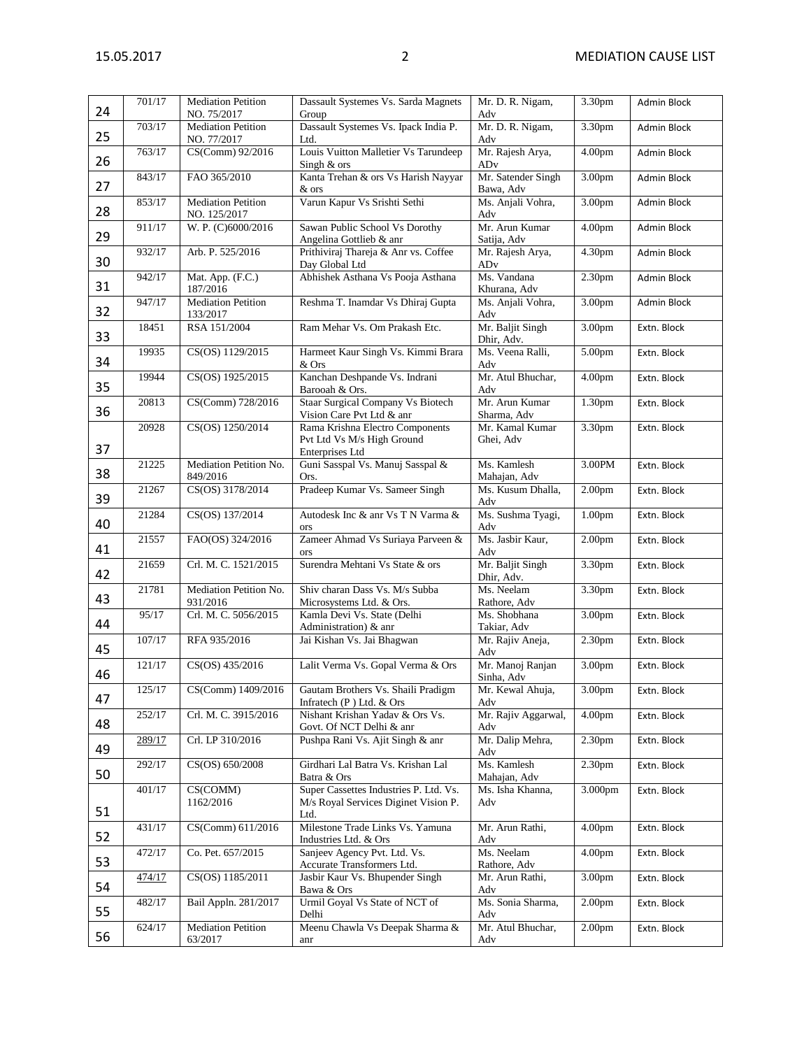| 24 | 701/17 | Mediation Petition NO. 75/2017 | Dassault Systemes Vs. Sarda Magnets Group | Mr. D. R. Nigam, Adv | 3.30pm | Admin Block |
|---|---|---|---|---|---|---|
| 25 | 703/17 | Mediation Petition NO. 77/2017 | Dassault Systemes Vs. Ipack India P. Ltd. | Mr. D. R. Nigam, Adv | 3.30pm | Admin Block |
| 26 | 763/17 | CS(Comm) 92/2016 | Louis Vuitton Malletier Vs Tarundeep Singh & ors | Mr. Rajesh Arya, ADv | 4.00pm | Admin Block |
| 27 | 843/17 | FAO 365/2010 | Kanta Trehan & ors Vs Harish Nayyar & ors | Mr. Satender Singh Bawa, Adv | 3.00pm | Admin Block |
| 28 | 853/17 | Mediation Petition NO. 125/2017 | Varun Kapur Vs Srishti Sethi | Ms. Anjali Vohra, Adv | 3.00pm | Admin Block |
| 29 | 911/17 | W. P. (C)6000/2016 | Sawan Public School Vs Dorothy Angelina Gottlieb & anr | Mr. Arun Kumar Satija, Adv | 4.00pm | Admin Block |
| 30 | 932/17 | Arb. P. 525/2016 | Prithiviraj Thareja & Anr vs. Coffee Day Global Ltd | Mr. Rajesh Arya, ADv | 4.30pm | Admin Block |
| 31 | 942/17 | Mat. App. (F.C.) 187/2016 | Abhishek Asthana Vs Pooja Asthana | Ms. Vandana Khurana, Adv | 2.30pm | Admin Block |
| 32 | 947/17 | Mediation Petition 133/2017 | Reshma T. Inamdar Vs Dhiraj Gupta | Ms. Anjali Vohra, Adv | 3.00pm | Admin Block |
| 33 | 18451 | RSA 151/2004 | Ram Mehar Vs. Om Prakash Etc. | Mr. Baljit Singh Dhir, Adv. | 3.00pm | Extn. Block |
| 34 | 19935 | CS(OS) 1129/2015 | Harmeet Kaur Singh Vs. Kimmi Brara & Ors | Ms. Veena Ralli, Adv | 5.00pm | Extn. Block |
| 35 | 19944 | CS(OS) 1925/2015 | Kanchan Deshpande Vs. Indrani Barooah & Ors. | Mr. Atul Bhuchar, Adv | 4.00pm | Extn. Block |
| 36 | 20813 | CS(Comm) 728/2016 | Staar Surgical Company Vs Biotech Vision Care Pvt Ltd & anr | Mr. Arun Kumar Sharma, Adv | 1.30pm | Extn. Block |
| 37 | 20928 | CS(OS) 1250/2014 | Rama Krishna Electro Components Pvt Ltd Vs M/s High Ground Enterprises Ltd | Mr. Kamal Kumar Ghei, Adv | 3.30pm | Extn. Block |
| 38 | 21225 | Mediation Petition No. 849/2016 | Guni Sasspal Vs. Manuj Sasspal & Ors. | Ms. Kamlesh Mahajan, Adv | 3.00PM | Extn. Block |
| 39 | 21267 | CS(OS) 3178/2014 | Pradeep Kumar Vs. Sameer Singh | Ms. Kusum Dhalla, Adv | 2.00pm | Extn. Block |
| 40 | 21284 | CS(OS) 137/2014 | Autodesk Inc & anr Vs T N Varma & ors | Ms. Sushma Tyagi, Adv | 1.00pm | Extn. Block |
| 41 | 21557 | FAO(OS) 324/2016 | Zameer Ahmad Vs Suriaya Parveen & ors | Ms. Jasbir Kaur, Adv | 2.00pm | Extn. Block |
| 42 | 21659 | Crl. M. C. 1521/2015 | Surendra Mehtani Vs State & ors | Mr. Baljit Singh Dhir, Adv. | 3.30pm | Extn. Block |
| 43 | 21781 | Mediation Petition No. 931/2016 | Shiv charan Dass Vs. M/s Subba Microsystems Ltd. & Ors. | Ms. Neelam Rathore, Adv | 3.30pm | Extn. Block |
| 44 | 95/17 | Crl. M. C. 5056/2015 | Kamla Devi Vs. State (Delhi Administration) & anr | Ms. Shobhana Takiar, Adv | 3.00pm | Extn. Block |
| 45 | 107/17 | RFA 935/2016 | Jai Kishan Vs. Jai Bhagwan | Mr. Rajiv Aneja, Adv | 2.30pm | Extn. Block |
| 46 | 121/17 | CS(OS) 435/2016 | Lalit Verma Vs. Gopal Verma & Ors | Mr. Manoj Ranjan Sinha, Adv | 3.00pm | Extn. Block |
| 47 | 125/17 | CS(Comm) 1409/2016 | Gautam Brothers Vs. Shaili Pradigm Infratech (P ) Ltd. & Ors | Mr. Kewal Ahuja, Adv | 3.00pm | Extn. Block |
| 48 | 252/17 | Crl. M. C. 3915/2016 | Nishant Krishan Yadav & Ors Vs. Govt. Of NCT Delhi & anr | Mr. Rajiv Aggarwal, Adv | 4.00pm | Extn. Block |
| 49 | 289/17 | Crl. LP 310/2016 | Pushpa Rani Vs. Ajit Singh & anr | Mr. Dalip Mehra, Adv | 2.30pm | Extn. Block |
| 50 | 292/17 | CS(OS) 650/2008 | Girdhari Lal Batra Vs. Krishan Lal Batra & Ors | Ms. Kamlesh Mahajan, Adv | 2.30pm | Extn. Block |
| 51 | 401/17 | CS(COMM) 1162/2016 | Super Cassettes Industries P. Ltd. Vs. M/s Royal Services Diginet Vision P. Ltd. | Ms. Isha Khanna, Adv | 3.000pm | Extn. Block |
| 52 | 431/17 | CS(Comm) 611/2016 | Milestone Trade Links Vs. Yamuna Industries Ltd. & Ors | Mr. Arun Rathi, Adv | 4.00pm | Extn. Block |
| 53 | 472/17 | Co. Pet. 657/2015 | Sanjeev Agency Pvt. Ltd. Vs. Accurate Transformers Ltd. | Ms. Neelam Rathore, Adv | 4.00pm | Extn. Block |
| 54 | 474/17 | CS(OS) 1185/2011 | Jasbir Kaur Vs. Bhupender Singh Bawa & Ors | Mr. Arun Rathi, Adv | 3.00pm | Extn. Block |
| 55 | 482/17 | Bail Appln. 281/2017 | Urmil Goyal Vs State of NCT of Delhi | Ms. Sonia Sharma, Adv | 2.00pm | Extn. Block |
| 56 | 624/17 | Mediation Petition 63/2017 | Meenu Chawla Vs Deepak Sharma & anr | Mr. Atul Bhuchar, Adv | 2.00pm | Extn. Block |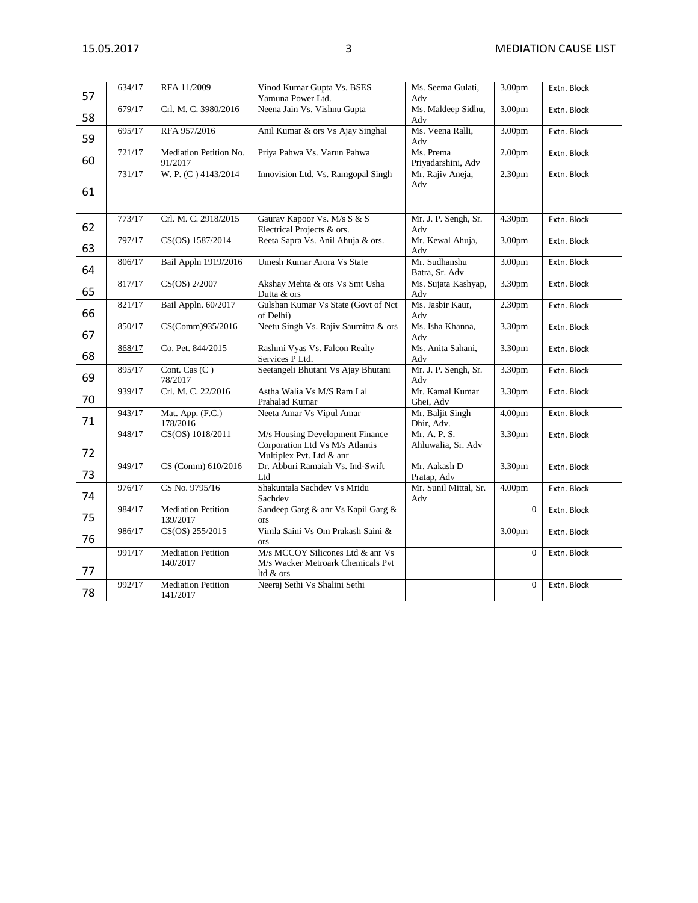| | | | | | | |
|---|---|---|---|---|---|---|
| 57 | 634/17 | RFA 11/2009 | Vinod Kumar Gupta Vs. BSES Yamuna Power Ltd. | Ms. Seema Gulati, Adv | 3.00pm | Extn. Block |
| 58 | 679/17 | Crl. M. C. 3980/2016 | Neena Jain Vs. Vishnu Gupta | Ms. Maldeep Sidhu, Adv | 3.00pm | Extn. Block |
| 59 | 695/17 | RFA 957/2016 | Anil Kumar & ors Vs Ajay Singhal | Ms. Veena Ralli, Adv | 3.00pm | Extn. Block |
| 60 | 721/17 | Mediation Petition No. 91/2017 | Priya Pahwa Vs. Varun Pahwa | Ms. Prema Priyadarshini, Adv | 2.00pm | Extn. Block |
| 61 | 731/17 | W. P. (C ) 4143/2014 | Innovision Ltd. Vs. Ramgopal Singh | Mr. Rajiv Aneja, Adv | 2.30pm | Extn. Block |
| 62 | 773/17 | Crl. M. C. 2918/2015 | Gaurav Kapoor Vs. M/s S & S Electrical Projects & ors. | Mr. J. P. Sengh, Sr. Adv | 4.30pm | Extn. Block |
| 63 | 797/17 | CS(OS) 1587/2014 | Reeta Sapra Vs. Anil Ahuja & ors. | Mr. Kewal Ahuja, Adv | 3.00pm | Extn. Block |
| 64 | 806/17 | Bail Appln 1919/2016 | Umesh Kumar Arora Vs State | Mr. Sudhanshu Batra, Sr. Adv | 3.00pm | Extn. Block |
| 65 | 817/17 | CS(OS) 2/2007 | Akshay Mehta & ors Vs Smt Usha Dutta & ors | Ms. Sujata Kashyap, Adv | 3.30pm | Extn. Block |
| 66 | 821/17 | Bail Appln. 60/2017 | Gulshan Kumar Vs State (Govt of Nct of Delhi) | Ms. Jasbir Kaur, Adv | 2.30pm | Extn. Block |
| 67 | 850/17 | CS(Comm)935/2016 | Neetu Singh Vs. Rajiv Saumitra & ors | Ms. Isha Khanna, Adv | 3.30pm | Extn. Block |
| 68 | 868/17 | Co. Pet. 844/2015 | Rashmi Vyas Vs. Falcon Realty Services P Ltd. | Ms. Anita Sahani, Adv | 3.30pm | Extn. Block |
| 69 | 895/17 | Cont. Cas (C ) 78/2017 | Seetangeli Bhutani Vs Ajay Bhutani | Mr. J. P. Sengh, Sr. Adv | 3.30pm | Extn. Block |
| 70 | 939/17 | Crl. M. C. 22/2016 | Astha Walia Vs M/S Ram Lal Prahalad Kumar | Mr. Kamal Kumar Ghei, Adv | 3.30pm | Extn. Block |
| 71 | 943/17 | Mat. App. (F.C.) 178/2016 | Neeta Amar Vs Vipul Amar | Mr. Baljit Singh Dhir, Adv. | 4.00pm | Extn. Block |
| 72 | 948/17 | CS(OS) 1018/2011 | M/s Housing Development Finance Corporation Ltd Vs M/s Atlantis Multiplex Pvt. Ltd & anr | Mr. A. P. S. Ahluwalia, Sr. Adv | 3.30pm | Extn. Block |
| 73 | 949/17 | CS (Comm) 610/2016 | Dr. Abburi Ramaiah Vs. Ind-Swift Ltd | Mr. Aakash D Pratap, Adv | 3.30pm | Extn. Block |
| 74 | 976/17 | CS No. 9795/16 | Shakuntala Sachdev Vs Mridu Sachdev | Mr. Sunil Mittal, Sr. Adv | 4.00pm | Extn. Block |
| 75 | 984/17 | Mediation Petition 139/2017 | Sandeep Garg & anr Vs Kapil Garg & ors | | 0 | Extn. Block |
| 76 | 986/17 | CS(OS) 255/2015 | Vimla Saini Vs Om Prakash Saini & ors | | 3.00pm | Extn. Block |
| 77 | 991/17 | Mediation Petition 140/2017 | M/s MCCOY Silicones Ltd & anr Vs M/s Wacker Metroark Chemicals Pvt ltd & ors | | 0 | Extn. Block |
| 78 | 992/17 | Mediation Petition 141/2017 | Neeraj Sethi Vs Shalini Sethi | | 0 | Extn. Block |